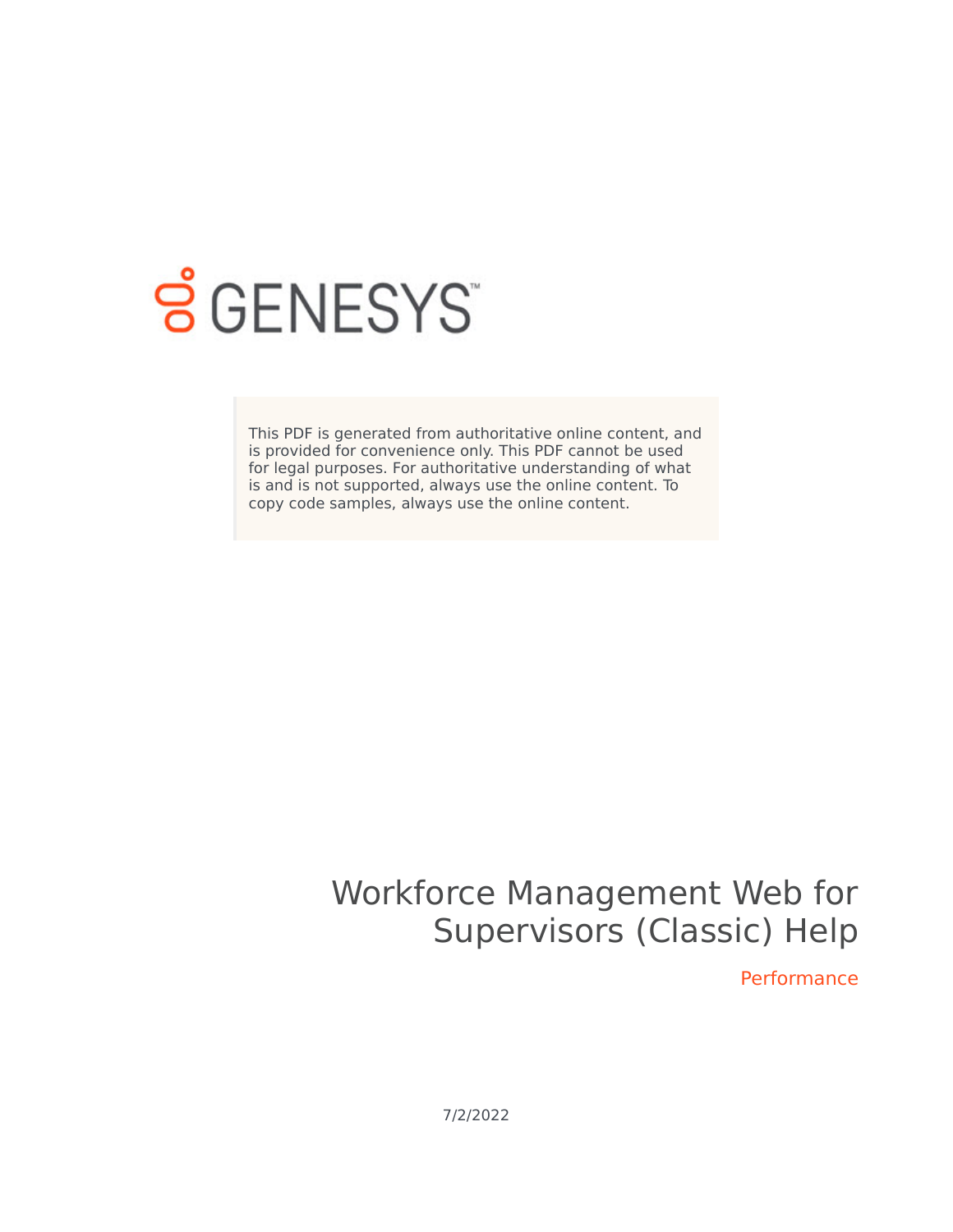GENESYS

This PDF is generated from authoritative online content, and is provided for convenience only. This PDF cannot be used for legal purposes. For authoritative understanding of what is and is not supported, always use the online content. To copy code samples, always use the online content.

# Workforce Management Web for Supervisors (Classic) Help

Performance

7/2/2022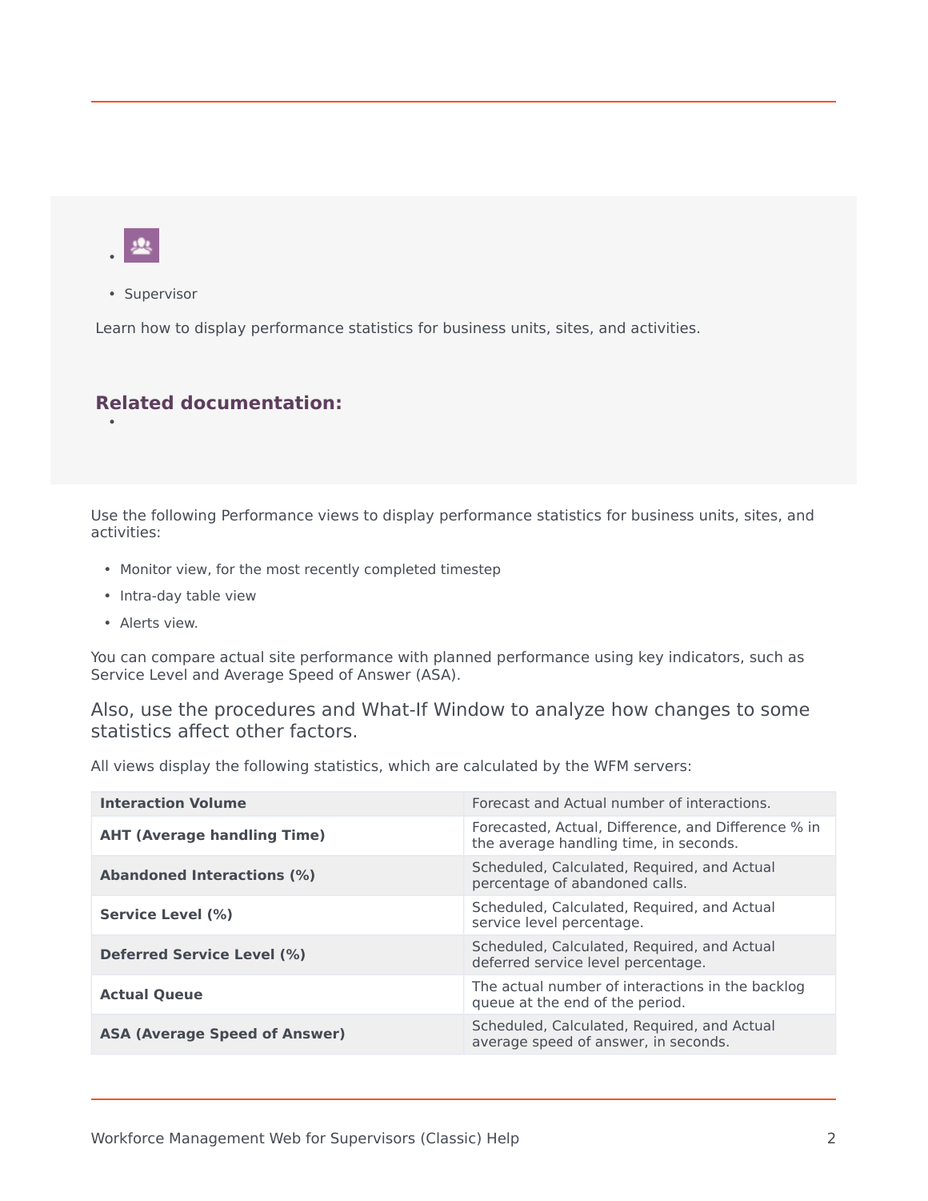- Supervisor

Learn how to display performance statistics for business units, sites, and activities.

**Related documentation:**

-

Use the following Performance views to display performance statistics for business units, sites, and activities:

- Monitor view, for the most recently completed timestep
- Intra-day table view
- Alerts view.

You can compare actual site performance with planned performance using key indicators, such as Service Level and Average Speed of Answer (ASA).

Also, use the procedures and What-If Window to analyze how changes to some statistics affect other factors.

All views display the following statistics, which are calculated by the WFM servers:

| | |
|---|---|
| **Interaction Volume** | Forecast and Actual number of interactions. |
| **AHT (Average handling Time)** | Forecasted, Actual, Difference, and Difference % in the average handling time, in seconds. |
| **Abandoned Interactions (%)** | Scheduled, Calculated, Required, and Actual percentage of abandoned calls. |
| **Service Level (%)** | Scheduled, Calculated, Required, and Actual service level percentage. |
| **Deferred Service Level (%)** | Scheduled, Calculated, Required, and Actual deferred service level percentage. |
| **Actual Queue** | The actual number of interactions in the backlog queue at the end of the period. |
| **ASA (Average Speed of Answer)** | Scheduled, Calculated, Required, and Actual average speed of answer, in seconds. |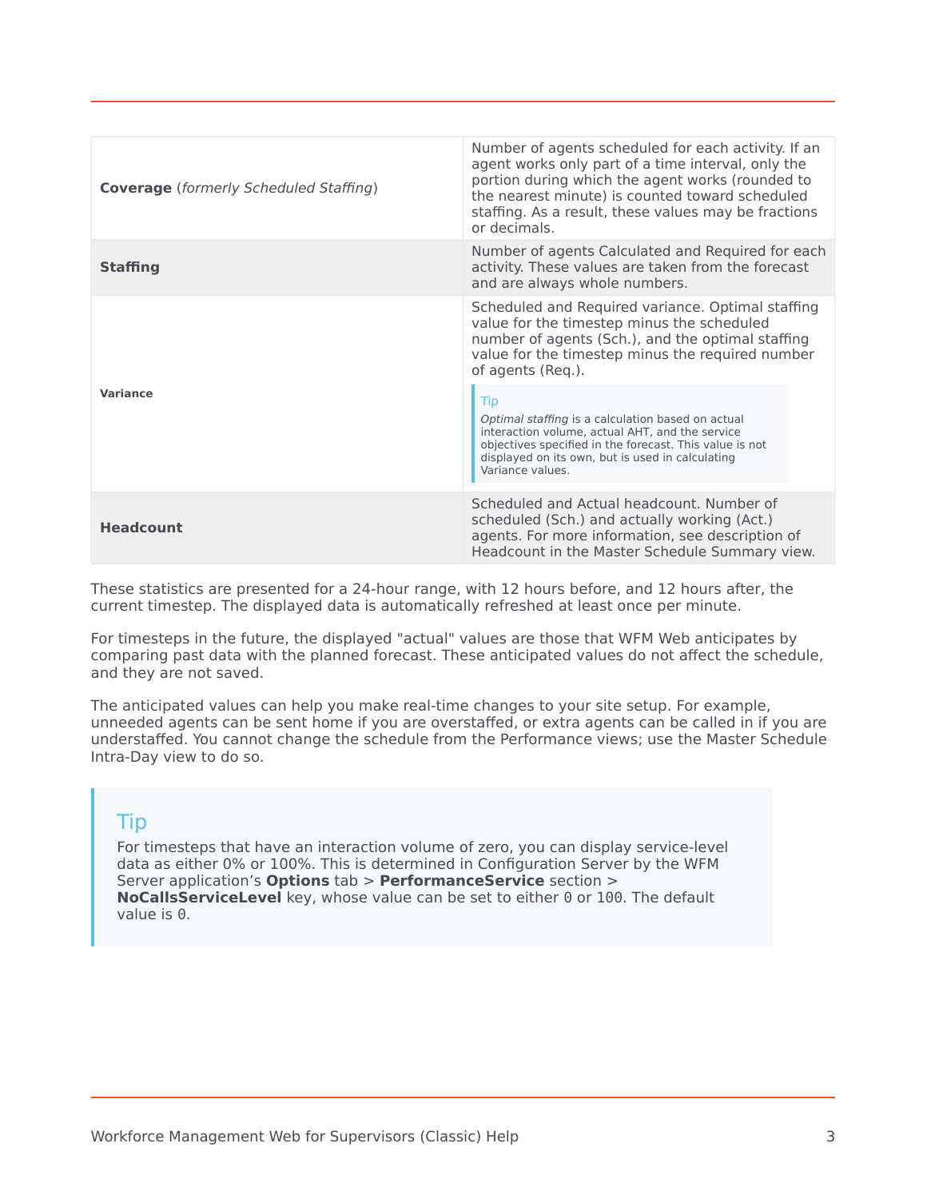| | |
|---|---|
| **Coverage** (*formerly Scheduled Staffing*) | Number of agents scheduled for each activity. If an agent works only part of a time interval, only the portion during which the agent works (rounded to the nearest minute) is counted toward scheduled staffing. As a result, these values may be fractions or decimals. |
| **Staffing** | Number of agents Calculated and Required for each activity. These values are taken from the forecast and are always whole numbers. |
| **Variance** | Scheduled and Required variance. Optimal staffing value for the timestep minus the scheduled number of agents (Sch.), and the optimal staffing value for the timestep minus the required number of agents (Req.).<br><br>Tip<br>*Optimal staffing* is a calculation based on actual interaction volume, actual AHT, and the service objectives specified in the forecast. This value is not displayed on its own, but is used in calculating Variance values. |
| **Headcount** | Scheduled and Actual headcount. Number of scheduled (Sch.) and actually working (Act.) agents. For more information, see description of Headcount in the Master Schedule Summary view. |

These statistics are presented for a 24-hour range, with 12 hours before, and 12 hours after, the current timestep. The displayed data is automatically refreshed at least once per minute.

For timesteps in the future, the displayed "actual" values are those that WFM Web anticipates by comparing past data with the planned forecast. These anticipated values do not affect the schedule, and they are not saved.

The anticipated values can help you make real-time changes to your site setup. For example, unneeded agents can be sent home if you are overstaffed, or extra agents can be called in if you are understaffed. You cannot change the schedule from the Performance views; use the Master Schedule Intra-Day view to do so.

> **Tip**
>
> For timesteps that have an interaction volume of zero, you can display service-level data as either 0% or 100%. This is determined in Configuration Server by the WFM Server application's **Options** tab > **PerformanceService** section > **NoCallsServiceLevel** key, whose value can be set to either `0` or `100`. The default value is `0`.